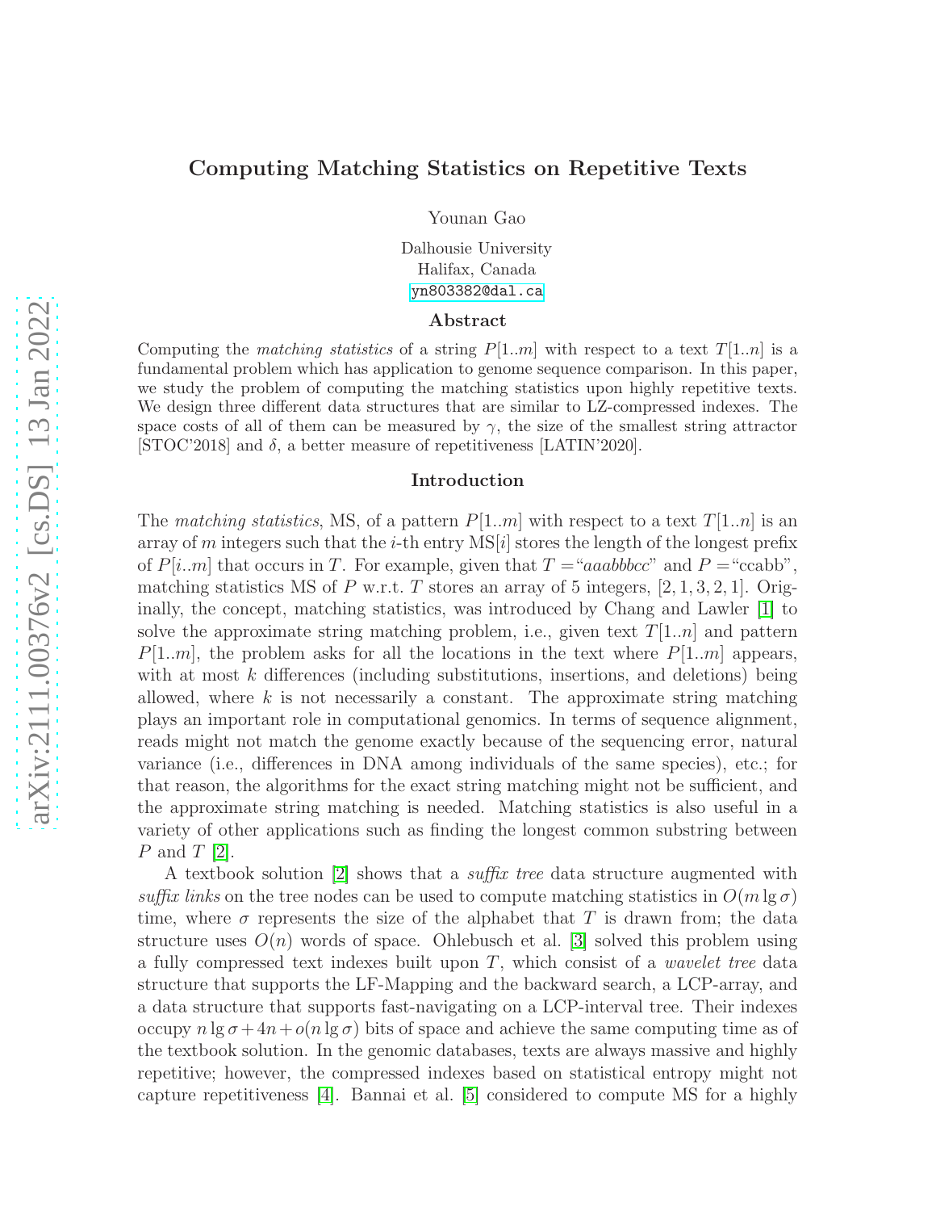# Computing Matching Statistics on Repetitive Texts

Younan Gao

Dalhousie University
Halifax, Canada
yn803382@dal.ca

## Abstract

Computing the *matching statistics* of a string $P[1..m]$ with respect to a text $T[1..n]$ is a fundamental problem which has application to genome sequence comparison. In this paper, we study the problem of computing the matching statistics upon highly repetitive texts. We design three different data structures that are similar to LZ-compressed indexes. The space costs of all of them can be measured by $\gamma$, the size of the smallest string attractor [STOC'2018] and $\delta$, a better measure of repetitiveness [LATIN'2020].

## Introduction

The *matching statistics*, MS, of a pattern $P[1..m]$ with respect to a text $T[1..n]$ is an array of $m$ integers such that the $i$-th entry MS$[i]$ stores the length of the longest prefix of $P[i..m]$ that occurs in $T$. For example, given that $T$ = "*aaabbbcc*" and $P$ = "ccabb", matching statistics MS of $P$ w.r.t. $T$ stores an array of 5 integers, $[2, 1, 3, 2, 1]$. Originally, the concept, matching statistics, was introduced by Chang and Lawler [1] to solve the approximate string matching problem, i.e., given text $T[1..n]$ and pattern $P[1..m]$, the problem asks for all the locations in the text where $P[1..m]$ appears, with at most $k$ differences (including substitutions, insertions, and deletions) being allowed, where $k$ is not necessarily a constant. The approximate string matching plays an important role in computational genomics. In terms of sequence alignment, reads might not match the genome exactly because of the sequencing error, natural variance (i.e., differences in DNA among individuals of the same species), etc.; for that reason, the algorithms for the exact string matching might not be sufficient, and the approximate string matching is needed. Matching statistics is also useful in a variety of other applications such as finding the longest common substring between $P$ and $T$ [2].

A textbook solution [2] shows that a *suffix tree* data structure augmented with *suffix links* on the tree nodes can be used to compute matching statistics in $O(m \lg \sigma)$ time, where $\sigma$ represents the size of the alphabet that $T$ is drawn from; the data structure uses $O(n)$ words of space. Ohlebusch et al. [3] solved this problem using a fully compressed text indexes built upon $T$, which consist of a *wavelet tree* data structure that supports the LF-Mapping and the backward search, a LCP-array, and a data structure that supports fast-navigating on a LCP-interval tree. Their indexes occupy $n \lg \sigma + 4n + o(n \lg \sigma)$ bits of space and achieve the same computing time as of the textbook solution. In the genomic databases, texts are always massive and highly repetitive; however, the compressed indexes based on statistical entropy might not capture repetitiveness [4]. Bannai et al. [5] considered to compute MS for a highly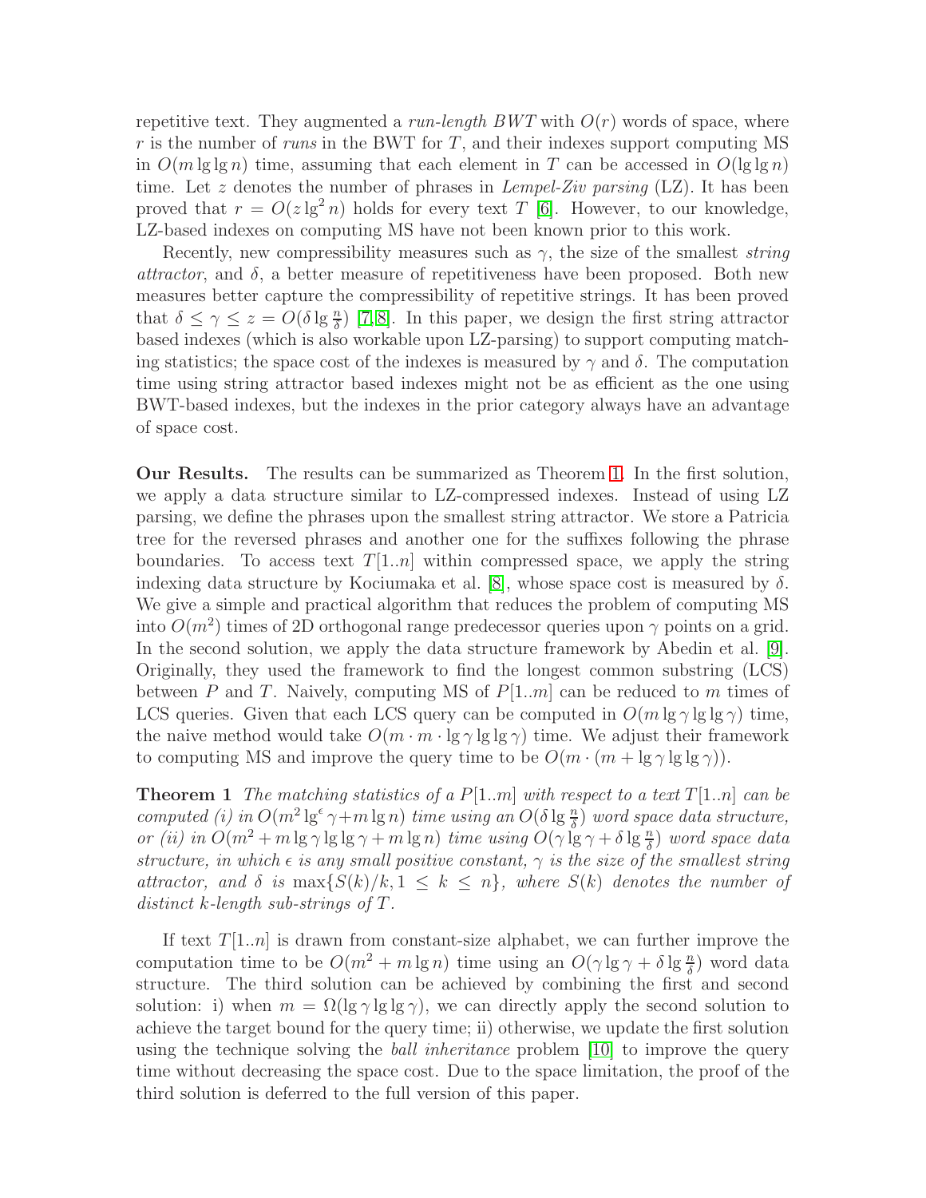repetitive text. They augmented a *run-length BWT* with $O(r)$ words of space, where $r$ is the number of *runs* in the BWT for $T$, and their indexes support computing MS in $O(m \lg\lg n)$ time, assuming that each element in $T$ can be accessed in $O(\lg\lg n)$ time. Let $z$ denotes the number of phrases in *Lempel-Ziv parsing* (LZ). It has been proved that $r = O(z \lg^2 n)$ holds for every text $T$ [6]. However, to our knowledge, LZ-based indexes on computing MS have not been known prior to this work.

Recently, new compressibility measures such as $\gamma$, the size of the smallest *string attractor*, and $\delta$, a better measure of repetitiveness have been proposed. Both new measures better capture the compressibility of repetitive strings. It has been proved that $\delta \le \gamma \le z = O(\delta \lg \frac{n}{\delta})$ [7,8]. In this paper, we design the first string attractor based indexes (which is also workable upon LZ-parsing) to support computing matching statistics; the space cost of the indexes is measured by $\gamma$ and $\delta$. The computation time using string attractor based indexes might not be as efficient as the one using BWT-based indexes, but the indexes in the prior category always have an advantage of space cost.

**Our Results.** The results can be summarized as Theorem 1. In the first solution, we apply a data structure similar to LZ-compressed indexes. Instead of using LZ parsing, we define the phrases upon the smallest string attractor. We store a Patricia tree for the reversed phrases and another one for the suffixes following the phrase boundaries. To access text $T[1..n]$ within compressed space, we apply the string indexing data structure by Kociumaka et al. [8], whose space cost is measured by $\delta$. We give a simple and practical algorithm that reduces the problem of computing MS into $O(m^2)$ times of 2D orthogonal range predecessor queries upon $\gamma$ points on a grid. In the second solution, we apply the data structure framework by Abedin et al. [9]. Originally, they used the framework to find the longest common substring (LCS) between $P$ and $T$. Naively, computing MS of $P[1..m]$ can be reduced to $m$ times of LCS queries. Given that each LCS query can be computed in $O(m \lg\gamma \lg\lg\gamma)$ time, the naive method would take $O(m \cdot m \cdot \lg\gamma \lg\lg\gamma)$ time. We adjust their framework to computing MS and improve the query time to be $O(m \cdot (m + \lg\gamma \lg\lg\gamma))$.

**Theorem 1** *The matching statistics of a $P[1..m]$ with respect to a text $T[1..n]$ can be computed (i) in $O(m^2 \lg^{\epsilon}\gamma + m \lg n)$ time using an $O(\delta \lg \frac{n}{\delta})$ word space data structure, or (ii) in $O(m^2 + m \lg\gamma \lg\lg\gamma + m \lg n)$ time using $O(\gamma \lg\gamma + \delta \lg \frac{n}{\delta})$ word space data structure, in which $\epsilon$ is any small positive constant, $\gamma$ is the size of the smallest string attractor, and $\delta$ is $\max\{S(k)/k, 1 \le k \le n\}$, where $S(k)$ denotes the number of distinct $k$-length sub-strings of $T$.*

If text $T[1..n]$ is drawn from constant-size alphabet, we can further improve the computation time to be $O(m^2 + m \lg n)$ time using an $O(\gamma \lg\gamma + \delta \lg \frac{n}{\delta})$ word data structure. The third solution can be achieved by combining the first and second solution: i) when $m = \Omega(\lg\gamma \lg\lg\gamma)$, we can directly apply the second solution to achieve the target bound for the query time; ii) otherwise, we update the first solution using the technique solving the *ball inheritance* problem [10] to improve the query time without decreasing the space cost. Due to the space limitation, the proof of the third solution is deferred to the full version of this paper.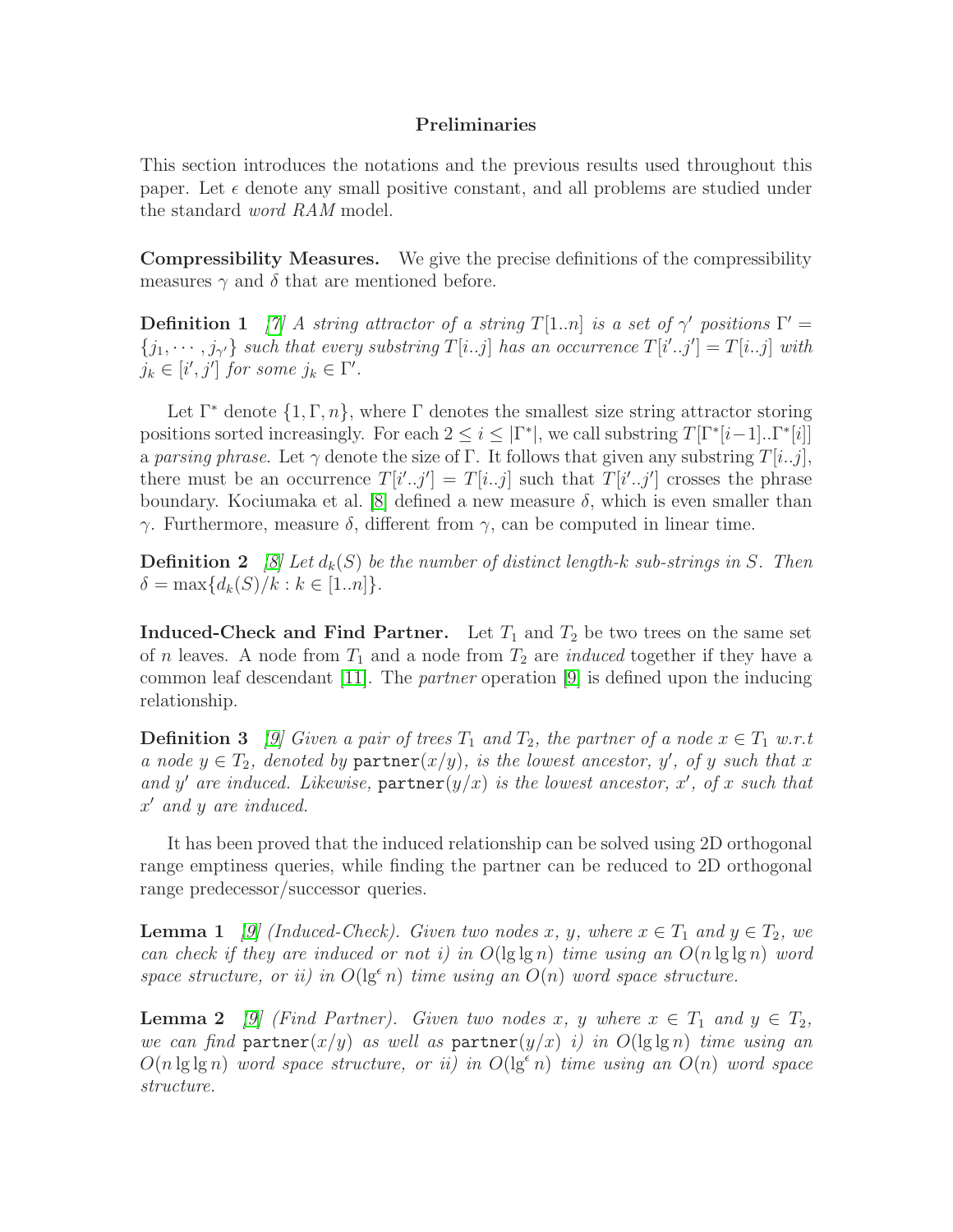## Preliminaries

This section introduces the notations and the previous results used throughout this paper. Let $\epsilon$ denote any small positive constant, and all problems are studied under the standard *word RAM* model.

**Compressibility Measures.** We give the precise definitions of the compressibility measures $\gamma$ and $\delta$ that are mentioned before.

**Definition 1** [7] *A string attractor of a string $T[1..n]$ is a set of $\gamma'$ positions $\Gamma' = \{j_1, \cdots, j_{\gamma'}\}$ such that every substring $T[i..j]$ has an occurrence $T[i'..j'] = T[i..j]$ with $j_k \in [i', j']$ for some $j_k \in \Gamma'$.*

Let $\Gamma^*$ denote $\{1, \Gamma, n\}$, where $\Gamma$ denotes the smallest size string attractor storing positions sorted increasingly. For each $2 \leq i \leq |\Gamma^*|$, we call substring $T[\Gamma^*[i-1]..\Gamma^*[i]]$ a *parsing phrase*. Let $\gamma$ denote the size of $\Gamma$. It follows that given any substring $T[i..j]$, there must be an occurrence $T[i'..j'] = T[i..j]$ such that $T[i'..j']$ crosses the phrase boundary. Kociumaka et al. [8] defined a new measure $\delta$, which is even smaller than $\gamma$. Furthermore, measure $\delta$, different from $\gamma$, can be computed in linear time.

**Definition 2** [8] *Let $d_k(S)$ be the number of distinct length-$k$ sub-strings in $S$. Then $\delta = \max\{d_k(S)/k : k \in [1..n]\}$.*

**Induced-Check and Find Partner.** Let $T_1$ and $T_2$ be two trees on the same set of $n$ leaves. A node from $T_1$ and a node from $T_2$ are *induced* together if they have a common leaf descendant [11]. The *partner* operation [9] is defined upon the inducing relationship.

**Definition 3** [9] *Given a pair of trees $T_1$ and $T_2$, the partner of a node $x \in T_1$ w.r.t a node $y \in T_2$, denoted by* `partner`$(x/y)$*, is the lowest ancestor, $y'$, of $y$ such that $x$ and $y'$ are induced. Likewise,* `partner`$(y/x)$ *is the lowest ancestor, $x'$, of $x$ such that $x'$ and $y$ are induced.*

It has been proved that the induced relationship can be solved using 2D orthogonal range emptiness queries, while finding the partner can be reduced to 2D orthogonal range predecessor/successor queries.

**Lemma 1** [9] *(Induced-Check). Given two nodes $x$, $y$, where $x \in T_1$ and $y \in T_2$, we can check if they are induced or not i) in $O(\lg\lg n)$ time using an $O(n \lg\lg n)$ word space structure, or ii) in $O(\lg^{\epsilon} n)$ time using an $O(n)$ word space structure.*

**Lemma 2** [9] *(Find Partner). Given two nodes $x$, $y$ where $x \in T_1$ and $y \in T_2$, we can find* `partner`$(x/y)$ *as well as* `partner`$(y/x)$ *i) in $O(\lg\lg n)$ time using an $O(n \lg\lg n)$ word space structure, or ii) in $O(\lg^{\epsilon} n)$ time using an $O(n)$ word space structure.*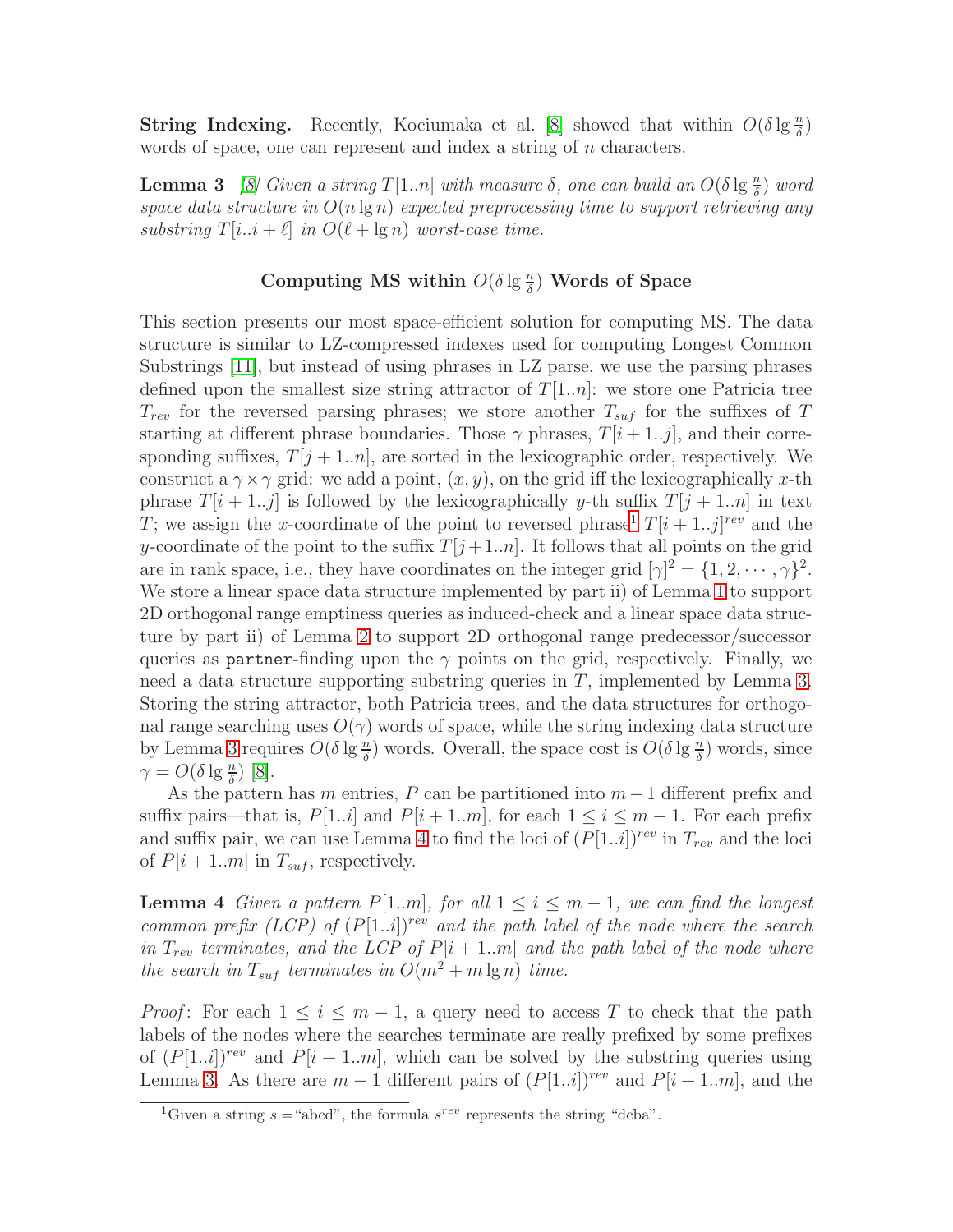**String Indexing.** Recently, Kociumaka et al. [8] showed that within $O(\delta \lg \frac{n}{\delta})$ words of space, one can represent and index a string of $n$ characters.

**Lemma 3** *[8] Given a string $T[1..n]$ with measure $\delta$, one can build an $O(\delta \lg \frac{n}{\delta})$ word space data structure in $O(n \lg n)$ expected preprocessing time to support retrieving any substring $T[i..i+\ell]$ in $O(\ell + \lg n)$ worst-case time.*

## Computing MS within $O(\delta \lg \frac{n}{\delta})$ Words of Space

This section presents our most space-efficient solution for computing MS. The data structure is similar to LZ-compressed indexes used for computing Longest Common Substrings [11], but instead of using phrases in LZ parse, we use the parsing phrases defined upon the smallest size string attractor of $T[1..n]$: we store one Patricia tree $T_{rev}$ for the reversed parsing phrases; we store another $T_{suf}$ for the suffixes of $T$ starting at different phrase boundaries. Those $\gamma$ phrases, $T[i+1..j]$, and their corresponding suffixes, $T[j+1..n]$, are sorted in the lexicographic order, respectively. We construct a $\gamma \times \gamma$ grid: we add a point, $(x, y)$, on the grid iff the lexicographically $x$-th phrase $T[i+1..j]$ is followed by the lexicographically $y$-th suffix $T[j+1..n]$ in text $T$; we assign the $x$-coordinate of the point to reversed phrase[1] $T[i+1..j]^{rev}$ and the $y$-coordinate of the point to the suffix $T[j+1..n]$. It follows that all points on the grid are in rank space, i.e., they have coordinates on the integer grid $[\gamma]^2 = \{1, 2, \cdots, \gamma\}^2$. We store a linear space data structure implemented by part ii) of Lemma 1 to support 2D orthogonal range emptiness queries as induced-check and a linear space data structure by part ii) of Lemma 2 to support 2D orthogonal range predecessor/successor queries as `partner`-finding upon the $\gamma$ points on the grid, respectively. Finally, we need a data structure supporting substring queries in $T$, implemented by Lemma 3. Storing the string attractor, both Patricia trees, and the data structures for orthogonal range searching uses $O(\gamma)$ words of space, while the string indexing data structure by Lemma 3 requires $O(\delta \lg \frac{n}{\delta})$ words. Overall, the space cost is $O(\delta \lg \frac{n}{\delta})$ words, since $\gamma = O(\delta \lg \frac{n}{\delta})$ [8].

As the pattern has $m$ entries, $P$ can be partitioned into $m-1$ different prefix and suffix pairs—that is, $P[1..i]$ and $P[i+1..m]$, for each $1 \le i \le m-1$. For each prefix and suffix pair, we can use Lemma 4 to find the loci of $(P[1..i])^{rev}$ in $T_{rev}$ and the loci of $P[i+1..m]$ in $T_{suf}$, respectively.

**Lemma 4** *Given a pattern $P[1..m]$, for all $1 \le i \le m-1$, we can find the longest common prefix (LCP) of $(P[1..i])^{rev}$ and the path label of the node where the search in $T_{rev}$ terminates, and the LCP of $P[i+1..m]$ and the path label of the node where the search in $T_{suf}$ terminates in $O(m^2 + m \lg n)$ time.*

*Proof*: For each $1 \le i \le m-1$, a query need to access $T$ to check that the path labels of the nodes where the searches terminate are really prefixed by some prefixes of $(P[1..i])^{rev}$ and $P[i+1..m]$, which can be solved by the substring queries using Lemma 3. As there are $m-1$ different pairs of $(P[1..i])^{rev}$ and $P[i+1..m]$, and the

[1] Given a string $s =$"abcd", the formula $s^{rev}$ represents the string "dcba".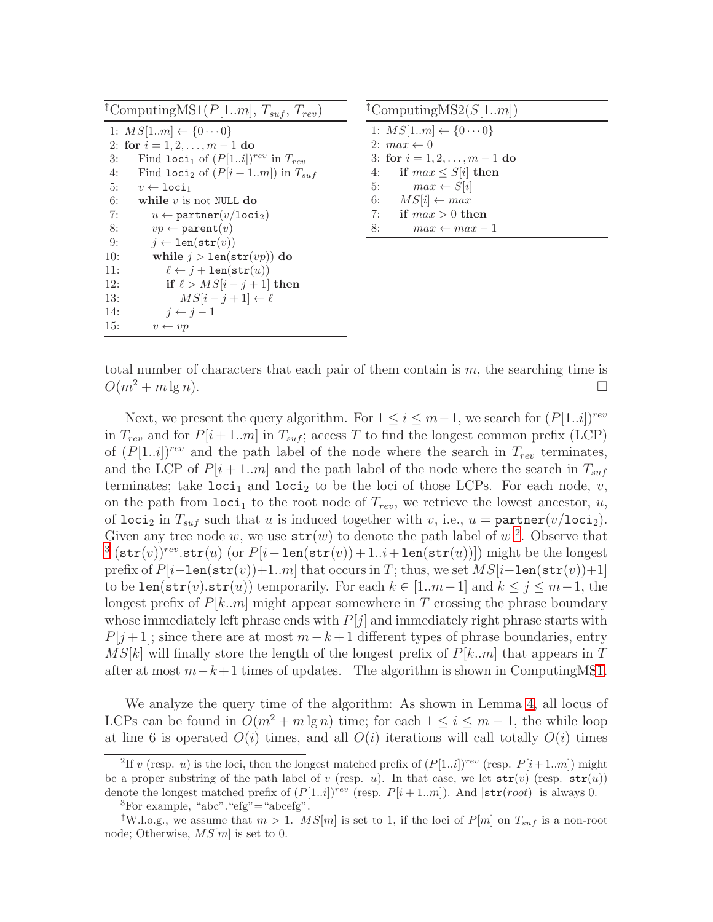‡ComputingMS1($P[1..m]$, $T_{suf}$, $T_{rev}$)

```
1: MS[1..m] ← {0···0}
2: for i = 1, 2, ..., m − 1 do
3:     Find loci_1 of (P[1..i])^rev in T_rev
4:     Find loci_2 of (P[i+1..m]) in T_suf
5:     v ← loci_1
6:     while v is not NULL do
7:         u ← partner(v/loci_2)
8:         vp ← parent(v)
9:         j ← len(str(v))
10:        while j > len(str(vp)) do
11:            ℓ ← j + len(str(u))
12:            if ℓ > MS[i − j + 1] then
13:                MS[i − j + 1] ← ℓ
14:            j ← j − 1
15:        v ← vp
```

‡ComputingMS2($S[1..m]$)

```
1: MS[1..m] ← {0···0}
2: max ← 0
3: for i = 1, 2, ..., m − 1 do
4:     if max ≤ S[i] then
5:         max ← S[i]
6:     MS[i] ← max
7:     if max > 0 then
8:         max ← max − 1
```

total number of characters that each pair of them contain is $m$, the searching time is $O(m^2 + m \lg n)$. □

Next, we present the query algorithm. For $1 \le i \le m-1$, we search for $(P[1..i])^{rev}$ in $T_{rev}$ and for $P[i+1..m]$ in $T_{suf}$; access $T$ to find the longest common prefix (LCP) of $(P[1..i])^{rev}$ and the path label of the node where the search in $T_{rev}$ terminates, and the LCP of $P[i+1..m]$ and the path label of the node where the search in $T_{suf}$ terminates; take $\texttt{loci}_1$ and $\texttt{loci}_2$ to be the loci of those LCPs. For each node, $v$, on the path from $\texttt{loci}_1$ to the root node of $T_{rev}$, we retrieve the lowest ancestor, $u$, of $\texttt{loci}_2$ in $T_{suf}$ such that $u$ is induced together with $v$, i.e., $u = \texttt{partner}(v/\texttt{loci}_2)$. Given any tree node $w$, we use $\texttt{str}(w)$ to denote the path label of $w$ [2]. Observe that [3] $(\texttt{str}(v))^{rev}.\texttt{str}(u)$ (or $P[i-\texttt{len}(\texttt{str}(v))+1..i+\texttt{len}(\texttt{str}(u))]$) might be the longest prefix of $P[i-\texttt{len}(\texttt{str}(v))+1..m]$ that occurs in $T$; thus, we set $MS[i-\texttt{len}(\texttt{str}(v))+1]$ to be $\texttt{len}(\texttt{str}(v).\texttt{str}(u))$ temporarily. For each $k \in [1..m-1]$ and $k \le j \le m-1$, the longest prefix of $P[k..m]$ might appear somewhere in $T$ crossing the phrase boundary whose immediately left phrase ends with $P[j]$ and immediately right phrase starts with $P[j+1]$; since there are at most $m-k+1$ different types of phrase boundaries, entry $MS[k]$ will finally store the length of the longest prefix of $P[k..m]$ that appears in $T$ after at most $m-k+1$ times of updates. The algorithm is shown in ComputingMS1.

We analyze the query time of the algorithm: As shown in Lemma 4, all locus of LCPs can be found in $O(m^2 + m \lg n)$ time; for each $1 \le i \le m-1$, the while loop at line 6 is operated $O(i)$ times, and all $O(i)$ iterations will call totally $O(i)$ times

---

[2] If $v$ (resp. $u$) is the loci, then the longest matched prefix of $(P[1..i])^{rev}$ (resp. $P[i+1..m]$) might be a proper substring of the path label of $v$ (resp. $u$). In that case, we let $\texttt{str}(v)$ (resp. $\texttt{str}(u)$) denote the longest matched prefix of $(P[1..i])^{rev}$ (resp. $P[i+1..m]$). And $|\texttt{str}(root)|$ is always 0.

[3] For example, "abc"."efg"="abcefg".

‡ W.l.o.g., we assume that $m > 1$. $MS[m]$ is set to 1, if the loci of $P[m]$ on $T_{suf}$ is a non-root node; Otherwise, $MS[m]$ is set to 0.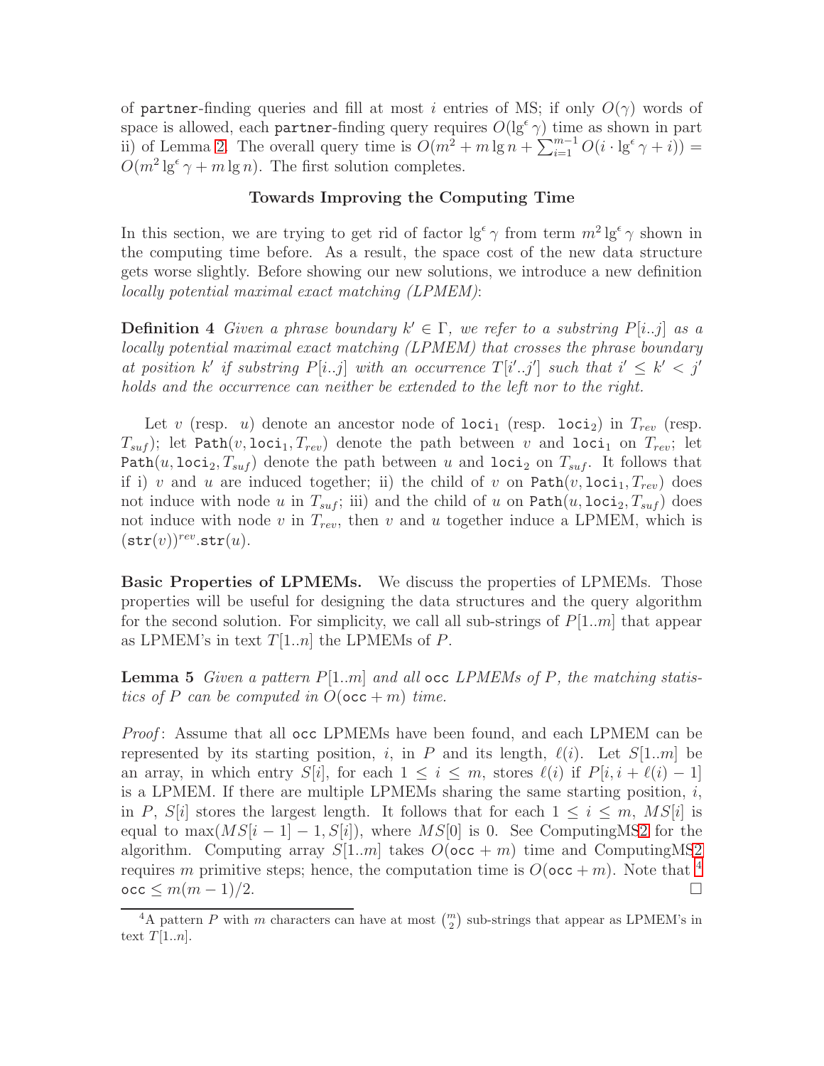of `partner`-finding queries and fill at most $i$ entries of MS; if only $O(\gamma)$ words of space is allowed, each `partner`-finding query requires $O(\lg^{\epsilon} \gamma)$ time as shown in part ii) of Lemma 2. The overall query time is $O(m^2 + m \lg n + \sum_{i=1}^{m-1} O(i \cdot \lg^{\epsilon} \gamma + i)) = O(m^2 \lg^{\epsilon} \gamma + m \lg n)$. The first solution completes.

### Towards Improving the Computing Time

In this section, we are trying to get rid of factor $\lg^{\epsilon} \gamma$ from term $m^2 \lg^{\epsilon} \gamma$ shown in the computing time before. As a result, the space cost of the new data structure gets worse slightly. Before showing our new solutions, we introduce a new definition *locally potential maximal exact matching (LPMEM)*:

**Definition 4** *Given a phrase boundary $k' \in \Gamma$, we refer to a substring $P[i..j]$ as a locally potential maximal exact matching (LPMEM) that crosses the phrase boundary at position $k'$ if substring $P[i..j]$ with an occurrence $T[i'..j']$ such that $i' \leq k' < j'$ holds and the occurrence can neither be extended to the left nor to the right.*

Let $v$ (resp. $u$) denote an ancestor node of $\texttt{loci}_1$ (resp. $\texttt{loci}_2$) in $T_{rev}$ (resp. $T_{suf}$); let $\texttt{Path}(v, \texttt{loci}_1, T_{rev})$ denote the path between $v$ and $\texttt{loci}_1$ on $T_{rev}$; let $\texttt{Path}(u, \texttt{loci}_2, T_{suf})$ denote the path between $u$ and $\texttt{loci}_2$ on $T_{suf}$. It follows that if i) $v$ and $u$ are induced together; ii) the child of $v$ on $\texttt{Path}(v, \texttt{loci}_1, T_{rev})$ does not induce with node $u$ in $T_{suf}$; iii) and the child of $u$ on $\texttt{Path}(u, \texttt{loci}_2, T_{suf})$ does not induce with node $v$ in $T_{rev}$, then $v$ and $u$ together induce a LPMEM, which is $(\texttt{str}(v))^{rev}.\texttt{str}(u)$.

**Basic Properties of LPMEMs.** We discuss the properties of LPMEMs. Those properties will be useful for designing the data structures and the query algorithm for the second solution. For simplicity, we call all sub-strings of $P[1..m]$ that appear as LPMEM's in text $T[1..n]$ the LPMEMs of $P$.

**Lemma 5** *Given a pattern $P[1..m]$ and all* $\texttt{occ}$ *LPMEMs of $P$, the matching statistics of $P$ can be computed in $O(\texttt{occ} + m)$ time.*

*Proof*: Assume that all $\texttt{occ}$ LPMEMs have been found, and each LPMEM can be represented by its starting position, $i$, in $P$ and its length, $\ell(i)$. Let $S[1..m]$ be an array, in which entry $S[i]$, for each $1 \leq i \leq m$, stores $\ell(i)$ if $P[i, i + \ell(i) - 1]$ is a LPMEM. If there are multiple LPMEMs sharing the same starting position, $i$, in $P$, $S[i]$ stores the largest length. It follows that for each $1 \leq i \leq m$, $MS[i]$ is equal to $\max(MS[i-1] - 1, S[i])$, where $MS[0]$ is 0. See ComputingMS2 for the algorithm. Computing array $S[1..m]$ takes $O(\texttt{occ} + m)$ time and ComputingMS2 requires $m$ primitive steps; hence, the computation time is $O(\texttt{occ} + m)$. Note that [4] $\texttt{occ} \leq m(m-1)/2$. □

[4] A pattern $P$ with $m$ characters can have at most $\binom{m}{2}$ sub-strings that appear as LPMEM's in text $T[1..n]$.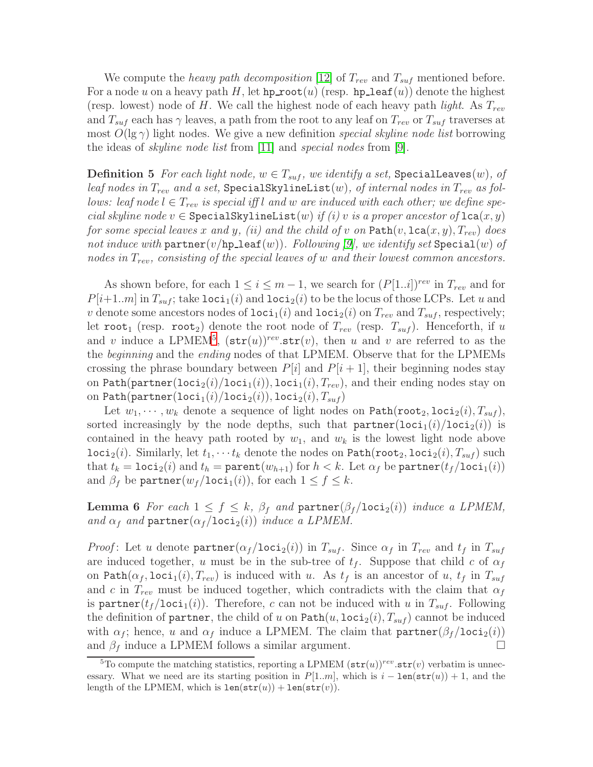We compute the *heavy path decomposition* [12] of $T_{rev}$ and $T_{suf}$ mentioned before. For a node $u$ on a heavy path $H$, let $\texttt{hp\_root}(u)$ (resp. $\texttt{hp\_leaf}(u)$) denote the highest (resp. lowest) node of $H$. We call the highest node of each heavy path *light*. As $T_{rev}$ and $T_{suf}$ each has $\gamma$ leaves, a path from the root to any leaf on $T_{rev}$ or $T_{suf}$ traverses at most $O(\lg \gamma)$ light nodes. We give a new definition *special skyline node list* borrowing the ideas of *skyline node list* from [11] and *special nodes* from [9].

**Definition 5** *For each light node, $w \in T_{suf}$, we identify a set, $\texttt{SpecialLeaves}(w)$, of leaf nodes in $T_{rev}$ and a set, $\texttt{SpecialSkylineList}(w)$, of internal nodes in $T_{rev}$ as follows: leaf node $l \in T_{rev}$ is special iff $l$ and $w$ are induced with each other; we define special skyline node $v \in \texttt{SpecialSkylineList}(w)$ if (i) $v$ is a proper ancestor of $\texttt{lca}(x, y)$ for some special leaves $x$ and $y$, (ii) and the child of $v$ on $\texttt{Path}(v, \texttt{lca}(x, y), T_{rev})$ does not induce with $\texttt{partner}(v/\texttt{hp\_leaf}(w))$. Following [9], we identify set $\texttt{Special}(w)$ of nodes in $T_{rev}$, consisting of the special leaves of $w$ and their lowest common ancestors.*

As shown before, for each $1 \le i \le m-1$, we search for $(P[1..i])^{rev}$ in $T_{rev}$ and for $P[i+1..m]$ in $T_{suf}$; take $\texttt{loci}_1(i)$ and $\texttt{loci}_2(i)$ to be the locus of those LCPs. Let $u$ and $v$ denote some ancestors nodes of $\texttt{loci}_1(i)$ and $\texttt{loci}_2(i)$ on $T_{rev}$ and $T_{suf}$, respectively; let $\texttt{root}_1$ (resp. $\texttt{root}_2$) denote the root node of $T_{rev}$ (resp. $T_{suf}$). Henceforth, if $u$ and $v$ induce a LPMEM[5], $(\texttt{str}(u))^{rev}.\texttt{str}(v)$, then $u$ and $v$ are referred to as the the *beginning* and the *ending* nodes of that LPMEM. Observe that for the LPMEMs crossing the phrase boundary between $P[i]$ and $P[i+1]$, their beginning nodes stay on $\texttt{Path}(\texttt{partner}(\texttt{loci}_2(i)/\texttt{loci}_1(i)), \texttt{loci}_1(i), T_{rev})$, and their ending nodes stay on on $\texttt{Path}(\texttt{partner}(\texttt{loci}_1(i)/\texttt{loci}_2(i)), \texttt{loci}_2(i), T_{suf})$

Let $w_1, \cdots, w_k$ denote a sequence of light nodes on $\texttt{Path}(\texttt{root}_2, \texttt{loci}_2(i), T_{suf})$, sorted increasingly by the node depths, such that $\texttt{partner}(\texttt{loci}_1(i)/\texttt{loci}_2(i))$ is contained in the heavy path rooted by $w_1$, and $w_k$ is the lowest light node above $\texttt{loci}_2(i)$. Similarly, let $t_1, \cdots t_k$ denote the nodes on $\texttt{Path}(\texttt{root}_2, \texttt{loci}_2(i), T_{suf})$ such that $t_k = \texttt{loci}_2(i)$ and $t_h = \texttt{parent}(w_{h+1})$ for $h < k$. Let $\alpha_f$ be $\texttt{partner}(t_f/\texttt{loci}_1(i))$ and $\beta_f$ be $\texttt{partner}(w_f/\texttt{loci}_1(i))$, for each $1 \le f \le k$.

**Lemma 6** *For each $1 \le f \le k$, $\beta_f$ and $\texttt{partner}(\beta_f/\texttt{loci}_2(i))$ induce a LPMEM, and $\alpha_f$ and $\texttt{partner}(\alpha_f/\texttt{loci}_2(i))$ induce a LPMEM.*

*Proof*: Let $u$ denote $\texttt{partner}(\alpha_f/\texttt{loci}_2(i))$ in $T_{suf}$. Since $\alpha_f$ in $T_{rev}$ and $t_f$ in $T_{suf}$ are induced together, $u$ must be in the sub-tree of $t_f$. Suppose that child $c$ of $\alpha_f$ on $\texttt{Path}(\alpha_f, \texttt{loci}_1(i), T_{rev})$ is induced with $u$. As $t_f$ is an ancestor of $u$, $t_f$ in $T_{suf}$ and $c$ in $T_{rev}$ must be induced together, which contradicts with the claim that $\alpha_f$ is $\texttt{partner}(t_f/\texttt{loci}_1(i))$. Therefore, $c$ can not be induced with $u$ in $T_{suf}$. Following the definition of $\texttt{partner}$, the child of $u$ on $\texttt{Path}(u, \texttt{loci}_2(i), T_{suf})$ cannot be induced with $\alpha_f$; hence, $u$ and $\alpha_f$ induce a LPMEM. The claim that $\texttt{partner}(\beta_f/\texttt{loci}_2(i))$ and $\beta_f$ induce a LPMEM follows a similar argument. $\square$

---

[5] To compute the matching statistics, reporting a LPMEM $(\texttt{str}(u))^{rev}.\texttt{str}(v)$ verbatim is unnecessary. What we need are its starting position in $P[1..m]$, which is $i - \texttt{len}(\texttt{str}(u)) + 1$, and the length of the LPMEM, which is $\texttt{len}(\texttt{str}(u)) + \texttt{len}(\texttt{str}(v))$.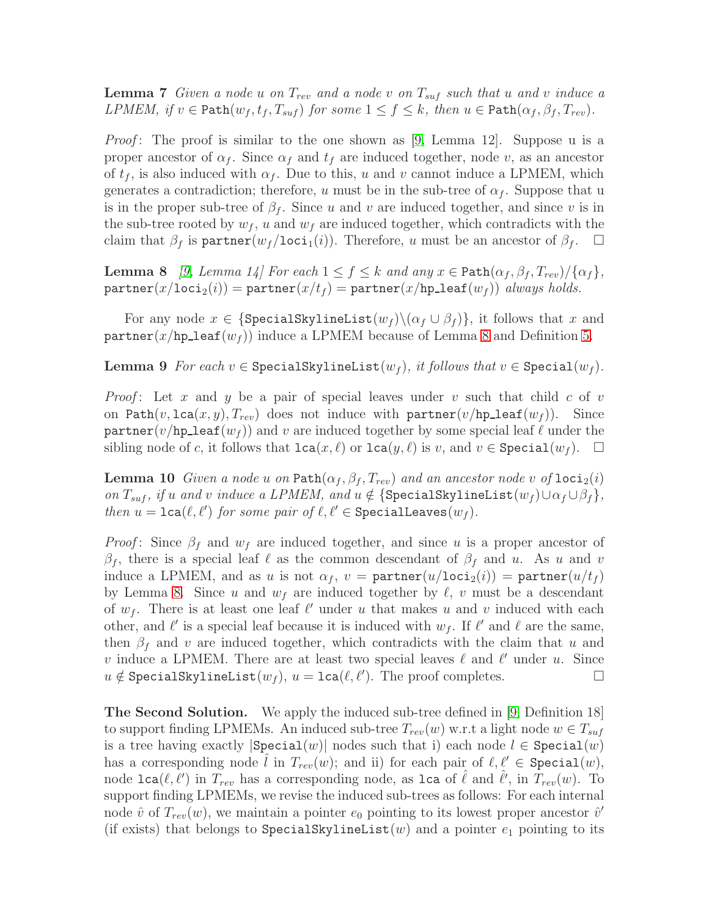**Lemma 7** *Given a node $u$ on $T_{rev}$ and a node $v$ on $T_{suf}$ such that $u$ and $v$ induce a LPMEM, if $v \in \texttt{Path}(w_f, t_f, T_{suf})$ for some $1 \le f \le k$, then $u \in \texttt{Path}(\alpha_f, \beta_f, T_{rev})$.*

*Proof*: The proof is similar to the one shown as [9, Lemma 12]. Suppose u is a proper ancestor of $\alpha_f$. Since $\alpha_f$ and $t_f$ are induced together, node $v$, as an ancestor of $t_f$, is also induced with $\alpha_f$. Due to this, $u$ and $v$ cannot induce a LPMEM, which generates a contradiction; therefore, $u$ must be in the sub-tree of $\alpha_f$. Suppose that u is in the proper sub-tree of $\beta_f$. Since $u$ and $v$ are induced together, and since $v$ is in the sub-tree rooted by $w_f$, $u$ and $w_f$ are induced together, which contradicts with the claim that $\beta_f$ is $\texttt{partner}(w_f/\texttt{loci}_1(i))$. Therefore, $u$ must be an ancestor of $\beta_f$. $\square$

**Lemma 8** *[9, Lemma 14] For each $1 \le f \le k$ and any $x \in \texttt{Path}(\alpha_f, \beta_f, T_{rev})/\{\alpha_f\}$, $\texttt{partner}(x/\texttt{loci}_2(i)) = \texttt{partner}(x/t_f) = \texttt{partner}(x/\texttt{hp\_leaf}(w_f))$ always holds.*

For any node $x \in \{\texttt{SpecialSkylineList}(w_f)\backslash(\alpha_f \cup \beta_f)\}$, it follows that $x$ and $\texttt{partner}(x/\texttt{hp\_leaf}(w_f))$ induce a LPMEM because of Lemma 8 and Definition 5.

**Lemma 9** *For each $v \in \texttt{SpecialSkylineList}(w_f)$, it follows that $v \in \texttt{Special}(w_f)$.*

*Proof*: Let $x$ and $y$ be a pair of special leaves under $v$ such that child $c$ of $v$ on $\texttt{Path}(v, \texttt{lca}(x, y), T_{rev})$ does not induce with $\texttt{partner}(v/\texttt{hp\_leaf}(w_f))$. Since $\texttt{partner}(v/\texttt{hp\_leaf}(w_f))$ and $v$ are induced together by some special leaf $\ell$ under the sibling node of $c$, it follows that $\texttt{lca}(x, \ell)$ or $\texttt{lca}(y, \ell)$ is $v$, and $v \in \texttt{Special}(w_f)$. $\square$

**Lemma 10** *Given a node $u$ on $\texttt{Path}(\alpha_f, \beta_f, T_{rev})$ and an ancestor node $v$ of $\texttt{loci}_2(i)$ on $T_{suf}$, if $u$ and $v$ induce a LPMEM, and $u \notin \{\texttt{SpecialSkylineList}(w_f) \cup \alpha_f \cup \beta_f\}$, then $u = \texttt{lca}(\ell, \ell')$ for some pair of $\ell, \ell' \in \texttt{SpecialLeaves}(w_f)$.*

*Proof*: Since $\beta_f$ and $w_f$ are induced together, and since $u$ is a proper ancestor of $\beta_f$, there is a special leaf $\ell$ as the common descendant of $\beta_f$ and $u$. As $u$ and $v$ induce a LPMEM, and as $u$ is not $\alpha_f$, $v = \texttt{partner}(u/\texttt{loci}_2(i)) = \texttt{partner}(u/t_f)$ by Lemma 8. Since $u$ and $w_f$ are induced together by $\ell$, $v$ must be a descendant of $w_f$. There is at least one leaf $\ell'$ under $u$ that makes $u$ and $v$ induced with each other, and $\ell'$ is a special leaf because it is induced with $w_f$. If $\ell'$ and $\ell$ are the same, then $\beta_f$ and $v$ are induced together, which contradicts with the claim that $u$ and $v$ induce a LPMEM. There are at least two special leaves $\ell$ and $\ell'$ under $u$. Since $u \notin \texttt{SpecialSkylineList}(w_f)$, $u = \texttt{lca}(\ell, \ell')$. The proof completes. $\square$

**The Second Solution.** We apply the induced sub-tree defined in [9, Definition 18] to support finding LPMEMs. An induced sub-tree $T_{rev}(w)$ w.r.t a light node $w \in T_{suf}$ is a tree having exactly $|\texttt{Special}(w)|$ nodes such that i) each node $l \in \texttt{Special}(w)$ has a corresponding node $\hat{l}$ in $T_{rev}(w)$; and ii) for each pair of $\ell, \ell' \in \texttt{Special}(w)$, node $\texttt{lca}(\ell, \ell')$ in $T_{rev}$ has a corresponding node, as $\texttt{lca}$ of $\hat{\ell}$ and $\hat{\ell}'$, in $T_{rev}(w)$. To support finding LPMEMs, we revise the induced sub-trees as follows: For each internal node $\hat{v}$ of $T_{rev}(w)$, we maintain a pointer $e_0$ pointing to its lowest proper ancestor $\hat{v}'$ (if exists) that belongs to $\texttt{SpecialSkylineList}(w)$ and a pointer $e_1$ pointing to its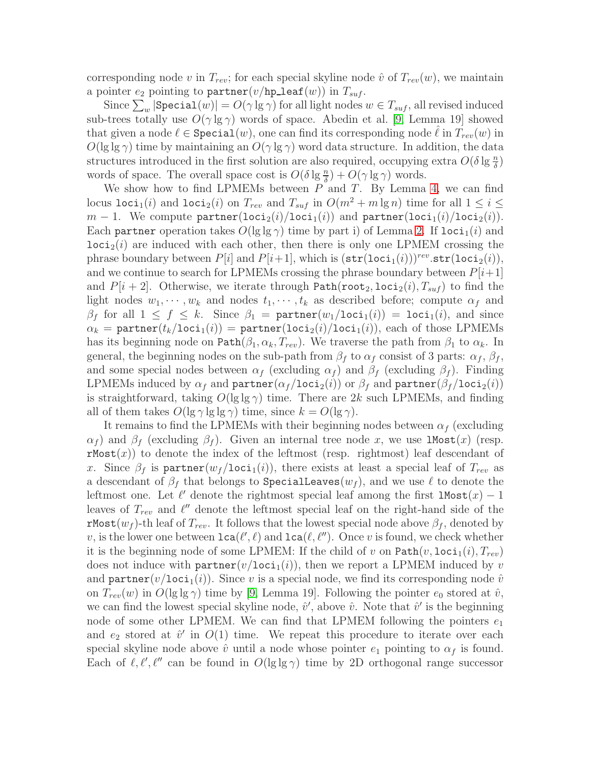corresponding node $v$ in $T_{rev}$; for each special skyline node $\hat{v}$ of $T_{rev}(w)$, we maintain a pointer $e_2$ pointing to $\texttt{partner}(v/\texttt{hp\_leaf}(w))$ in $T_{suf}$.

Since $\sum_w |\texttt{Special}(w)| = O(\gamma \lg \gamma)$ for all light nodes $w \in T_{suf}$, all revised induced sub-trees totally use $O(\gamma \lg \gamma)$ words of space. Abedin et al. [9, Lemma 19] showed that given a node $\ell \in \texttt{Special}(w)$, one can find its corresponding node $\hat{\ell}$ in $T_{rev}(w)$ in $O(\lg \lg \gamma)$ time by maintaining an $O(\gamma \lg \gamma)$ word data structure. In addition, the data structures introduced in the first solution are also required, occupying extra $O(\delta \lg \frac{n}{\delta})$ words of space. The overall space cost is $O(\delta \lg \frac{n}{\delta}) + O(\gamma \lg \gamma)$ words.

We show how to find LPMEMs between $P$ and $T$. By Lemma 4, we can find locus $\texttt{loci}_1(i)$ and $\texttt{loci}_2(i)$ on $T_{rev}$ and $T_{suf}$ in $O(m^2 + m \lg n)$ time for all $1 \le i \le m-1$. We compute $\texttt{partner}(\texttt{loci}_2(i)/\texttt{loci}_1(i))$ and $\texttt{partner}(\texttt{loci}_1(i)/\texttt{loci}_2(i))$. Each $\texttt{partner}$ operation takes $O(\lg \lg \gamma)$ time by part i) of Lemma 2. If $\texttt{loci}_1(i)$ and $\texttt{loci}_2(i)$ are induced with each other, then there is only one LPMEM crossing the phrase boundary between $P[i]$ and $P[i+1]$, which is $(\texttt{str}(\texttt{loci}_1(i)))^{rev}.\texttt{str}(\texttt{loci}_2(i))$, and we continue to search for LPMEMs crossing the phrase boundary between $P[i+1]$ and $P[i+2]$. Otherwise, we iterate through $\texttt{Path}(\texttt{root}_2, \texttt{loci}_2(i), T_{suf})$ to find the light nodes $w_1, \cdots, w_k$ and nodes $t_1, \cdots, t_k$ as described before; compute $\alpha_f$ and $\beta_f$ for all $1 \le f \le k$. Since $\beta_1 = \texttt{partner}(w_1/\texttt{loci}_1(i)) = \texttt{loci}_1(i)$, and since $\alpha_k = \texttt{partner}(t_k/\texttt{loci}_1(i)) = \texttt{partner}(\texttt{loci}_2(i)/\texttt{loci}_1(i))$, each of those LPMEMs has its beginning node on $\texttt{Path}(\beta_1, \alpha_k, T_{rev})$. We traverse the path from $\beta_1$ to $\alpha_k$. In general, the beginning nodes on the sub-path from $\beta_f$ to $\alpha_f$ consist of 3 parts: $\alpha_f$, $\beta_f$, and some special nodes between $\alpha_f$ (excluding $\alpha_f$) and $\beta_f$ (excluding $\beta_f$). Finding LPMEMs induced by $\alpha_f$ and $\texttt{partner}(\alpha_f/\texttt{loci}_2(i))$ or $\beta_f$ and $\texttt{partner}(\beta_f/\texttt{loci}_2(i))$ is straightforward, taking $O(\lg \lg \gamma)$ time. There are $2k$ such LPMEMs, and finding all of them takes $O(\lg \gamma \lg \lg \gamma)$ time, since $k = O(\lg \gamma)$.

It remains to find the LPMEMs with their beginning nodes between $\alpha_f$ (excluding $\alpha_f$) and $\beta_f$ (excluding $\beta_f$). Given an internal tree node $x$, we use $\texttt{lMost}(x)$ (resp. $\texttt{rMost}(x)$) to denote the index of the leftmost (resp. rightmost) leaf descendant of $x$. Since $\beta_f$ is $\texttt{partner}(w_f/\texttt{loci}_1(i))$, there exists at least a special leaf of $T_{rev}$ as a descendant of $\beta_f$ that belongs to $\texttt{SpecialLeaves}(w_f)$, and we use $\ell$ to denote the leftmost one. Let $\ell'$ denote the rightmost special leaf among the first $\texttt{lMost}(x) - 1$ leaves of $T_{rev}$ and $\ell''$ denote the leftmost special leaf on the right-hand side of the $\texttt{rMost}(w_f)$-th leaf of $T_{rev}$. It follows that the lowest special node above $\beta_f$, denoted by $v$, is the lower one between $\texttt{lca}(\ell', \ell)$ and $\texttt{lca}(\ell, \ell'')$. Once $v$ is found, we check whether it is the beginning node of some LPMEM: If the child of $v$ on $\texttt{Path}(v, \texttt{loci}_1(i), T_{rev})$ does not induce with $\texttt{partner}(v/\texttt{loci}_1(i))$, then we report a LPMEM induced by $v$ and $\texttt{partner}(v/\texttt{loci}_1(i))$. Since $v$ is a special node, we find its corresponding node $\hat{v}$ on $T_{rev}(w)$ in $O(\lg \lg \gamma)$ time by [9, Lemma 19]. Following the pointer $e_0$ stored at $\hat{v}$, we can find the lowest special skyline node, $\hat{v}'$, above $\hat{v}$. Note that $\hat{v}'$ is the beginning node of some other LPMEM. We can find that LPMEM following the pointers $e_1$ and $e_2$ stored at $\hat{v}'$ in $O(1)$ time. We repeat this procedure to iterate over each special skyline node above $\hat{v}$ until a node whose pointer $e_1$ pointing to $\alpha_f$ is found. Each of $\ell, \ell', \ell''$ can be found in $O(\lg \lg \gamma)$ time by 2D orthogonal range successor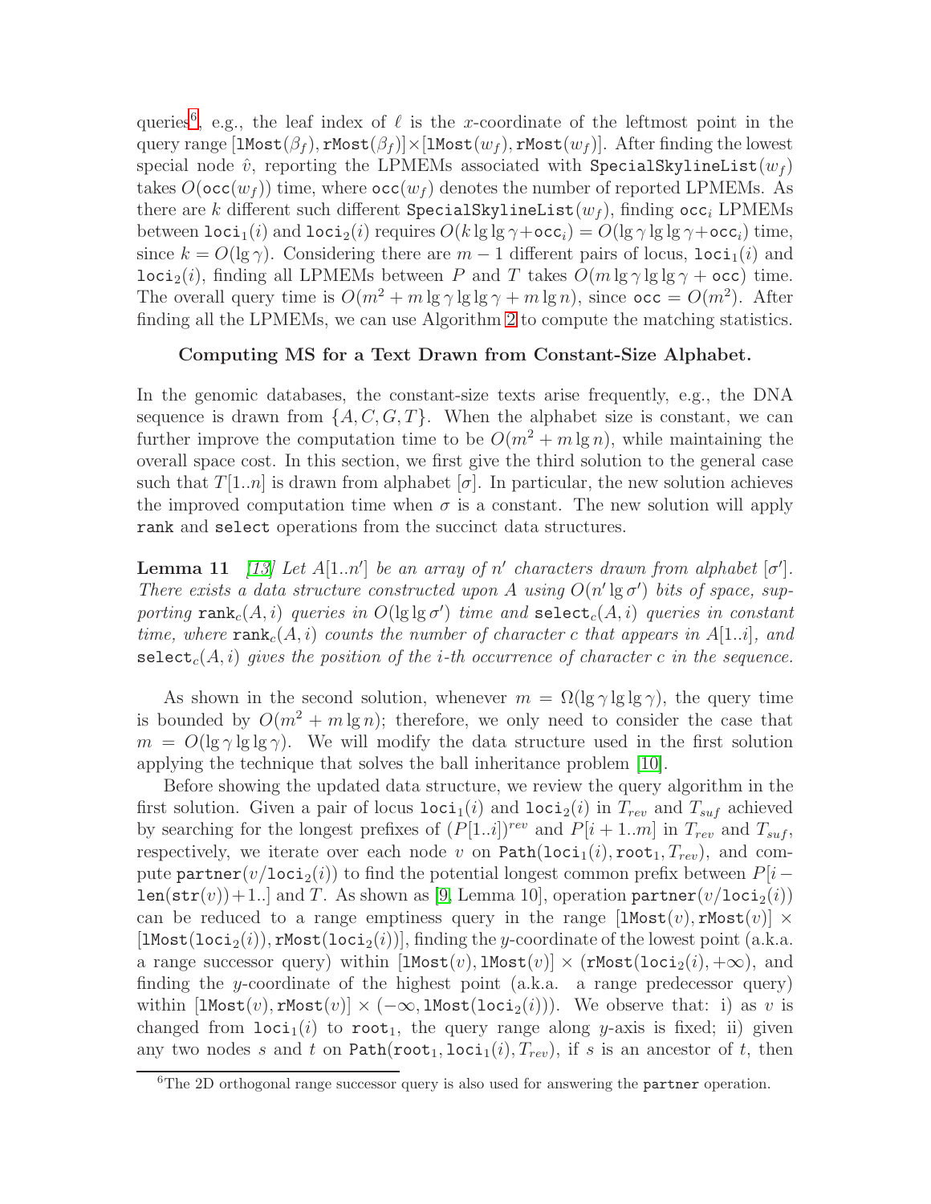queries[6], e.g., the leaf index of $\ell$ is the $x$-coordinate of the leftmost point in the query range $[\texttt{lMost}(\beta_f), \texttt{rMost}(\beta_f)] \times [\texttt{lMost}(w_f), \texttt{rMost}(w_f)]$. After finding the lowest special node $\hat{v}$, reporting the LPMEMs associated with $\texttt{SpecialSkylineList}(w_f)$ takes $O(\texttt{occ}(w_f))$ time, where $\texttt{occ}(w_f)$ denotes the number of reported LPMEMs. As there are $k$ different such different $\texttt{SpecialSkylineList}(w_f)$, finding $\texttt{occ}_i$ LPMEMs between $\texttt{loci}_1(i)$ and $\texttt{loci}_2(i)$ requires $O(k \lg\lg\gamma + \texttt{occ}_i) = O(\lg\gamma \lg\lg\gamma + \texttt{occ}_i)$ time, since $k = O(\lg\gamma)$. Considering there are $m-1$ different pairs of locus, $\texttt{loci}_1(i)$ and $\texttt{loci}_2(i)$, finding all LPMEMs between $P$ and $T$ takes $O(m \lg\gamma \lg\lg\gamma + \texttt{occ})$ time. The overall query time is $O(m^2 + m\lg\gamma\lg\lg\gamma + m\lg n)$, since $\texttt{occ} = O(m^2)$. After finding all the LPMEMs, we can use Algorithm 2 to compute the matching statistics.

**Computing MS for a Text Drawn from Constant-Size Alphabet.**

In the genomic databases, the constant-size texts arise frequently, e.g., the DNA sequence is drawn from $\{A, C, G, T\}$. When the alphabet size is constant, we can further improve the computation time to be $O(m^2 + m\lg n)$, while maintaining the overall space cost. In this section, we first give the third solution to the general case such that $T[1..n]$ is drawn from alphabet $[\sigma]$. In particular, the new solution achieves the improved computation time when $\sigma$ is a constant. The new solution will apply `rank` and `select` operations from the succinct data structures.

**Lemma 11** *[13] Let $A[1..n']$ be an array of $n'$ characters drawn from alphabet $[\sigma']$. There exists a data structure constructed upon $A$ using $O(n'\lg\sigma')$ bits of space, supporting $\texttt{rank}_c(A,i)$ queries in $O(\lg\lg\sigma')$ time and $\texttt{select}_c(A,i)$ queries in constant time, where $\texttt{rank}_c(A,i)$ counts the number of character $c$ that appears in $A[1..i]$, and $\texttt{select}_c(A,i)$ gives the position of the $i$-th occurrence of character $c$ in the sequence.*

As shown in the second solution, whenever $m = \Omega(\lg\gamma\lg\lg\gamma)$, the query time is bounded by $O(m^2 + m\lg n)$; therefore, we only need to consider the case that $m = O(\lg\gamma\lg\lg\gamma)$. We will modify the data structure used in the first solution applying the technique that solves the ball inheritance problem [10].

Before showing the updated data structure, we review the query algorithm in the first solution. Given a pair of locus $\texttt{loci}_1(i)$ and $\texttt{loci}_2(i)$ in $T_{rev}$ and $T_{suf}$ achieved by searching for the longest prefixes of $(P[1..i])^{rev}$ and $P[i+1..m]$ in $T_{rev}$ and $T_{suf}$, respectively, we iterate over each node $v$ on $\texttt{Path}(\texttt{loci}_1(i), \texttt{root}_1, T_{rev})$, and compute $\texttt{partner}(v/\texttt{loci}_2(i))$ to find the potential longest common prefix between $P[i - \texttt{len}(\texttt{str}(v)) + 1..]$ and $T$. As shown as [9, Lemma 10], operation $\texttt{partner}(v/\texttt{loci}_2(i))$ can be reduced to a range emptiness query in the range $[\texttt{lMost}(v), \texttt{rMost}(v)] \times [\texttt{lMost}(\texttt{loci}_2(i)), \texttt{rMost}(\texttt{loci}_2(i))]$, finding the $y$-coordinate of the lowest point (a.k.a. a range successor query) within $[\texttt{lMost}(v), \texttt{lMost}(v)] \times (\texttt{rMost}(\texttt{loci}_2(i), +\infty)$, and finding the $y$-coordinate of the highest point (a.k.a. a range predecessor query) within $[\texttt{lMost}(v), \texttt{rMost}(v)] \times (-\infty, \texttt{lMost}(\texttt{loci}_2(i)))$. We observe that: i) as $v$ is changed from $\texttt{loci}_1(i)$ to $\texttt{root}_1$, the query range along $y$-axis is fixed; ii) given any two nodes $s$ and $t$ on $\texttt{Path}(\texttt{root}_1, \texttt{loci}_1(i), T_{rev})$, if $s$ is an ancestor of $t$, then

[6] The 2D orthogonal range successor query is also used for answering the `partner` operation.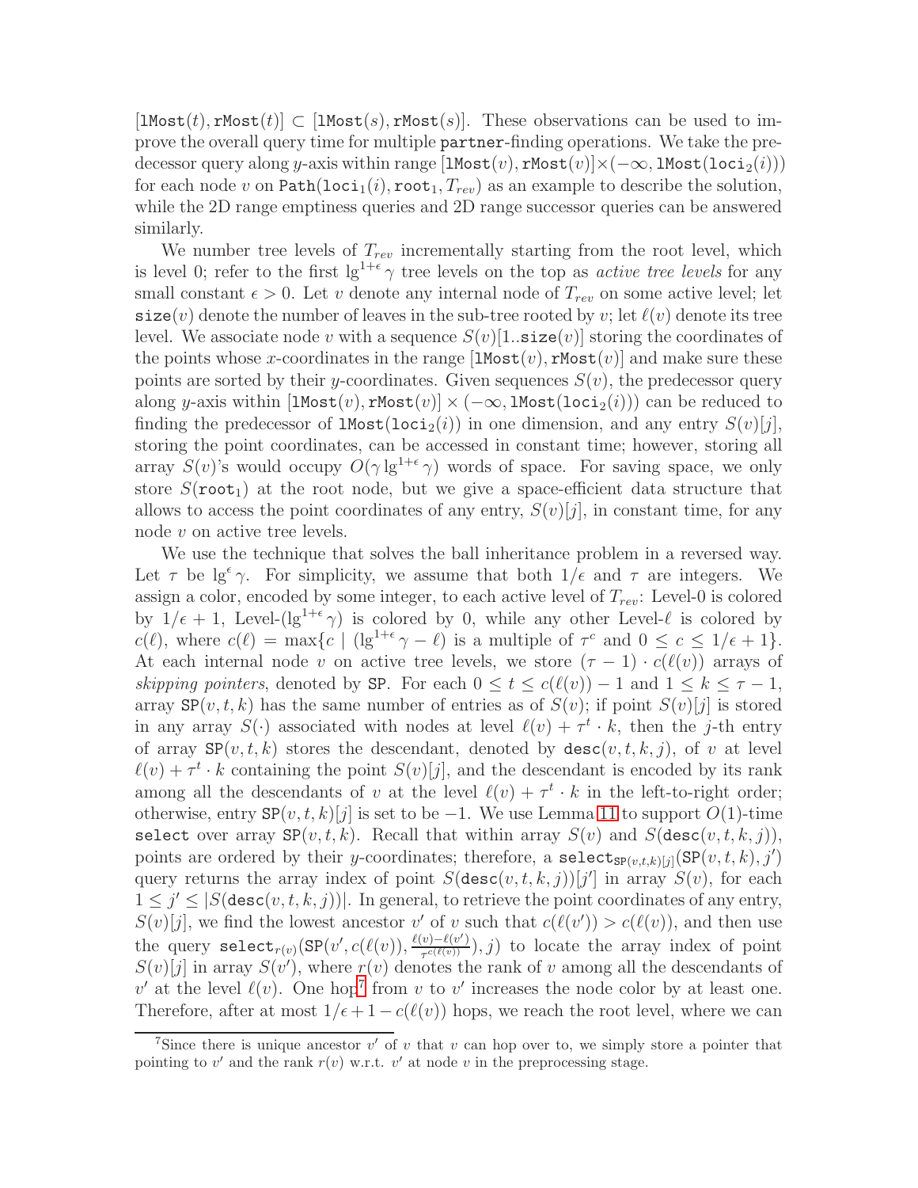$[\texttt{lMost}(t), \texttt{rMost}(t)] \subset [\texttt{lMost}(s), \texttt{rMost}(s)]$. These observations can be used to improve the overall query time for multiple partner-finding operations. We take the predecessor query along $y$-axis within range $[\texttt{lMost}(v), \texttt{rMost}(v)] \times (-\infty, \texttt{lMost}(\texttt{loci}_2(i)))$ for each node $v$ on $\texttt{Path}(\texttt{loci}_1(i), \texttt{root}_1, T_{rev})$ as an example to describe the solution, while the 2D range emptiness queries and 2D range successor queries can be answered similarly.

We number tree levels of $T_{rev}$ incrementally starting from the root level, which is level 0; refer to the first $\lg^{1+\epsilon} \gamma$ tree levels on the top as *active tree levels* for any small constant $\epsilon > 0$. Let $v$ denote any internal node of $T_{rev}$ on some active level; let $\texttt{size}(v)$ denote the number of leaves in the sub-tree rooted by $v$; let $\ell(v)$ denote its tree level. We associate node $v$ with a sequence $S(v)[1..\texttt{size}(v)]$ storing the coordinates of the points whose $x$-coordinates in the range $[\texttt{lMost}(v), \texttt{rMost}(v)]$ and make sure these points are sorted by their $y$-coordinates. Given sequences $S(v)$, the predecessor query along $y$-axis within $[\texttt{lMost}(v), \texttt{rMost}(v)] \times (-\infty, \texttt{lMost}(\texttt{loci}_2(i)))$ can be reduced to finding the predecessor of $\texttt{lMost}(\texttt{loci}_2(i))$ in one dimension, and any entry $S(v)[j]$, storing the point coordinates, can be accessed in constant time; however, storing all array $S(v)$'s would occupy $O(\gamma \lg^{1+\epsilon} \gamma)$ words of space. For saving space, we only store $S(\texttt{root}_1)$ at the root node, but we give a space-efficient data structure that allows to access the point coordinates of any entry, $S(v)[j]$, in constant time, for any node $v$ on active tree levels.

We use the technique that solves the ball inheritance problem in a reversed way. Let $\tau$ be $\lg^{\epsilon} \gamma$. For simplicity, we assume that both $1/\epsilon$ and $\tau$ are integers. We assign a color, encoded by some integer, to each active level of $T_{rev}$: Level-0 is colored by $1/\epsilon + 1$, Level-($\lg^{1+\epsilon} \gamma$) is colored by 0, while any other Level-$\ell$ is colored by $c(\ell)$, where $c(\ell) = \max\{c \mid (\lg^{1+\epsilon} \gamma - \ell) \text{ is a multiple of } \tau^c \text{ and } 0 \le c \le 1/\epsilon + 1\}$. At each internal node $v$ on active tree levels, we store $(\tau - 1) \cdot c(\ell(v))$ arrays of *skipping pointers*, denoted by SP. For each $0 \le t \le c(\ell(v)) - 1$ and $1 \le k \le \tau - 1$, array $\texttt{SP}(v, t, k)$ has the same number of entries as of $S(v)$; if point $S(v)[j]$ is stored in any array $S(\cdot)$ associated with nodes at level $\ell(v) + \tau^t \cdot k$, then the $j$-th entry of array $\texttt{SP}(v, t, k)$ stores the descendant, denoted by $\texttt{desc}(v, t, k, j)$, of $v$ at level $\ell(v) + \tau^t \cdot k$ containing the point $S(v)[j]$, and the descendant is encoded by its rank among all the descendants of $v$ at the level $\ell(v) + \tau^t \cdot k$ in the left-to-right order; otherwise, entry $\texttt{SP}(v, t, k)[j]$ is set to be $-1$. We use Lemma 11 to support $O(1)$-time select over array $\texttt{SP}(v, t, k)$. Recall that within array $S(v)$ and $S(\texttt{desc}(v, t, k, j))$, points are ordered by their $y$-coordinates; therefore, a $\texttt{select}_{\texttt{SP}(v,t,k)[j]}(\texttt{SP}(v, t, k), j')$ query returns the array index of point $S(\texttt{desc}(v, t, k, j))[j']$ in array $S(v)$, for each $1 \le j' \le |S(\texttt{desc}(v, t, k, j))|$. In general, to retrieve the point coordinates of any entry, $S(v)[j]$, we find the lowest ancestor $v'$ of $v$ such that $c(\ell(v')) > c(\ell(v))$, and then use the query $\texttt{select}_{r(v)}(\texttt{SP}(v', c(\ell(v)), \frac{\ell(v) - \ell(v')}{\tau^{c(\ell(v))}}), j)$ to locate the array index of point $S(v)[j]$ in array $S(v')$, where $r(v)$ denotes the rank of $v$ among all the descendants of $v'$ at the level $\ell(v)$. One hop[7] from $v$ to $v'$ increases the node color by at least one. Therefore, after at most $1/\epsilon + 1 - c(\ell(v))$ hops, we reach the root level, where we can

[7] Since there is unique ancestor $v'$ of $v$ that $v$ can hop over to, we simply store a pointer that pointing to $v'$ and the rank $r(v)$ w.r.t. $v'$ at node $v$ in the preprocessing stage.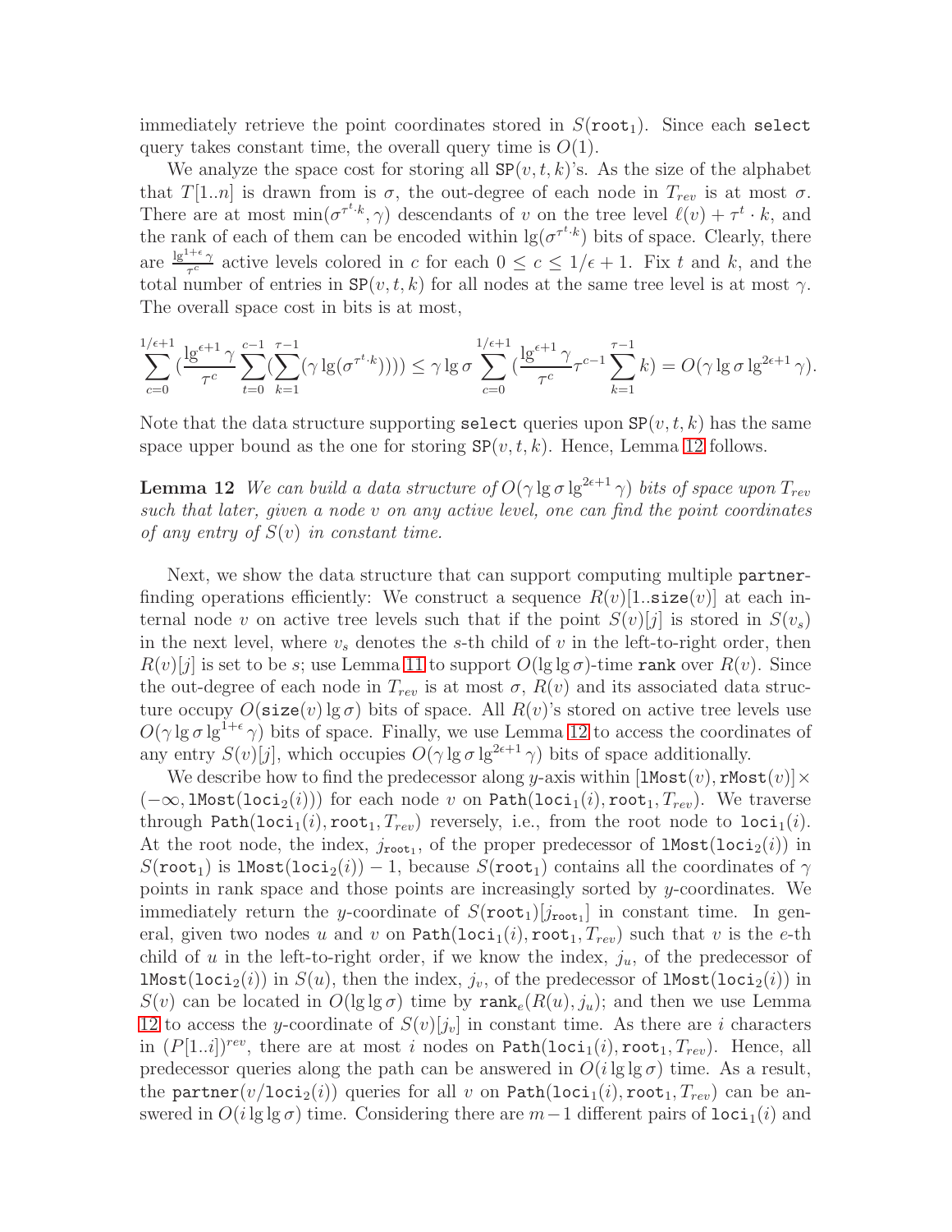immediately retrieve the point coordinates stored in $S(\texttt{root}_1)$. Since each `select` query takes constant time, the overall query time is $O(1)$.

We analyze the space cost for storing all $\texttt{SP}(v,t,k)$'s. As the size of the alphabet that $T[1..n]$ is drawn from is $\sigma$, the out-degree of each node in $T_{rev}$ is at most $\sigma$. There are at most $\min(\sigma^{\tau^t \cdot k}, \gamma)$ descendants of $v$ on the tree level $\ell(v) + \tau^t \cdot k$, and the rank of each of them can be encoded within $\lg(\sigma^{\tau^t \cdot k})$ bits of space. Clearly, there are $\frac{\lg^{1+\epsilon}\gamma}{\tau^c}$ active levels colored in $c$ for each $0 \le c \le 1/\epsilon + 1$. Fix $t$ and $k$, and the total number of entries in $\texttt{SP}(v,t,k)$ for all nodes at the same tree level is at most $\gamma$. The overall space cost in bits is at most,

$$\sum_{c=0}^{1/\epsilon+1}\left(\frac{\lg^{\epsilon+1}\gamma}{\tau^c}\sum_{t=0}^{c-1}\left(\sum_{k=1}^{\tau-1}(\gamma\lg(\sigma^{\tau^t\cdot k}))\right)\right) \le \gamma\lg\sigma\sum_{c=0}^{1/\epsilon+1}\left(\frac{\lg^{\epsilon+1}\gamma}{\tau^c}\tau^{c-1}\sum_{k=1}^{\tau-1}k\right) = O(\gamma\lg\sigma\lg^{2\epsilon+1}\gamma).$$

Note that the data structure supporting `select` queries upon $\texttt{SP}(v,t,k)$ has the same space upper bound as the one for storing $\texttt{SP}(v,t,k)$. Hence, Lemma 12 follows.

**Lemma 12** *We can build a data structure of $O(\gamma\lg\sigma\lg^{2\epsilon+1}\gamma)$ bits of space upon $T_{rev}$ such that later, given a node $v$ on any active level, one can find the point coordinates of any entry of $S(v)$ in constant time.*

Next, we show the data structure that can support computing multiple `partner`-finding operations efficiently: We construct a sequence $R(v)[1..\texttt{size}(v)]$ at each internal node $v$ on active tree levels such that if the point $S(v)[j]$ is stored in $S(v_s)$ in the next level, where $v_s$ denotes the $s$-th child of $v$ in the left-to-right order, then $R(v)[j]$ is set to be $s$; use Lemma 11 to support $O(\lg\lg\sigma)$-time `rank` over $R(v)$. Since the out-degree of each node in $T_{rev}$ is at most $\sigma$, $R(v)$ and its associated data structure occupy $O(\texttt{size}(v)\lg\sigma)$ bits of space. All $R(v)$'s stored on active tree levels use $O(\gamma\lg\sigma\lg^{1+\epsilon}\gamma)$ bits of space. Finally, we use Lemma 12 to access the coordinates of any entry $S(v)[j]$, which occupies $O(\gamma\lg\sigma\lg^{2\epsilon+1}\gamma)$ bits of space additionally.

We describe how to find the predecessor along $y$-axis within $[\texttt{lMost}(v), \texttt{rMost}(v)] \times (-\infty, \texttt{lMost}(\texttt{loci}_2(i)))$ for each node $v$ on $\texttt{Path}(\texttt{loci}_1(i), \texttt{root}_1, T_{rev})$. We traverse through $\texttt{Path}(\texttt{loci}_1(i), \texttt{root}_1, T_{rev})$ reversely, i.e., from the root node to $\texttt{loci}_1(i)$. At the root node, the index, $j_{\texttt{root}_1}$, of the proper predecessor of $\texttt{lMost}(\texttt{loci}_2(i))$ in $S(\texttt{root}_1)$ is $\texttt{lMost}(\texttt{loci}_2(i)) - 1$, because $S(\texttt{root}_1)$ contains all the coordinates of $\gamma$ points in rank space and those points are increasingly sorted by $y$-coordinates. We immediately return the $y$-coordinate of $S(\texttt{root}_1)[j_{\texttt{root}_1}]$ in constant time. In general, given two nodes $u$ and $v$ on $\texttt{Path}(\texttt{loci}_1(i), \texttt{root}_1, T_{rev})$ such that $v$ is the $e$-th child of $u$ in the left-to-right order, if we know the index, $j_u$, of the predecessor of $\texttt{lMost}(\texttt{loci}_2(i))$ in $S(u)$, then the index, $j_v$, of the predecessor of $\texttt{lMost}(\texttt{loci}_2(i))$ in $S(v)$ can be located in $O(\lg\lg\sigma)$ time by $\texttt{rank}_e(R(u), j_u)$; and then we use Lemma 12 to access the $y$-coordinate of $S(v)[j_v]$ in constant time. As there are $i$ characters in $(P[1..i])^{rev}$, there are at most $i$ nodes on $\texttt{Path}(\texttt{loci}_1(i), \texttt{root}_1, T_{rev})$. Hence, all predecessor queries along the path can be answered in $O(i\lg\lg\sigma)$ time. As a result, the $\texttt{partner}(v/\texttt{loci}_2(i))$ queries for all $v$ on $\texttt{Path}(\texttt{loci}_1(i), \texttt{root}_1, T_{rev})$ can be answered in $O(i\lg\lg\sigma)$ time. Considering there are $m-1$ different pairs of $\texttt{loci}_1(i)$ and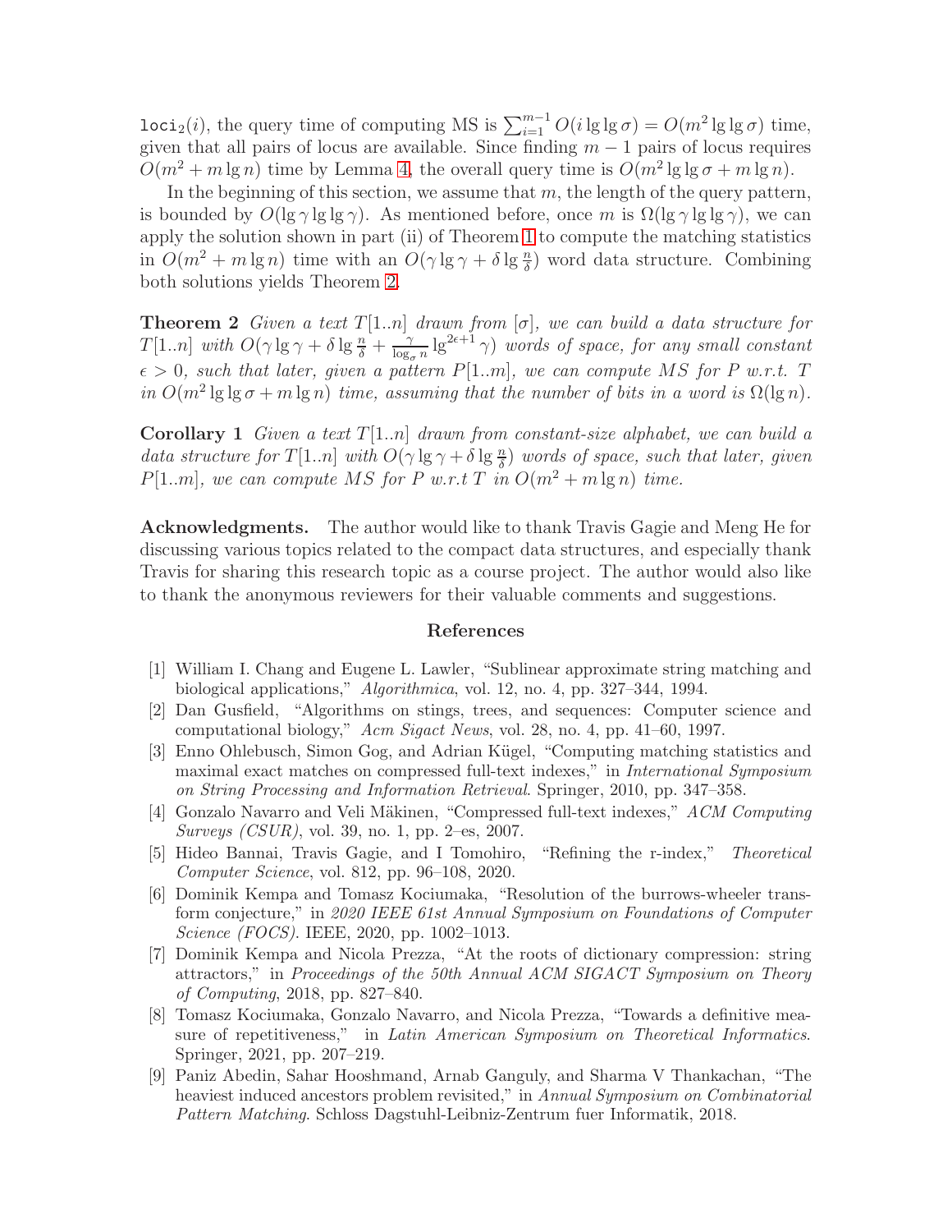$\texttt{loci}_2(i)$, the query time of computing MS is $\sum_{i=1}^{m-1} O(i \lg\lg\sigma) = O(m^2 \lg\lg\sigma)$ time, given that all pairs of locus are available. Since finding $m-1$ pairs of locus requires $O(m^2 + m\lg n)$ time by Lemma 4, the overall query time is $O(m^2 \lg\lg\sigma + m\lg n)$.

In the beginning of this section, we assume that $m$, the length of the query pattern, is bounded by $O(\lg\gamma\lg\lg\gamma)$. As mentioned before, once $m$ is $\Omega(\lg\gamma\lg\lg\gamma)$, we can apply the solution shown in part (ii) of Theorem 1 to compute the matching statistics in $O(m^2 + m\lg n)$ time with an $O(\gamma\lg\gamma + \delta\lg\frac{n}{\delta})$ word data structure. Combining both solutions yields Theorem 2.

**Theorem 2** *Given a text $T[1..n]$ drawn from $[\sigma]$, we can build a data structure for $T[1..n]$ with $O(\gamma\lg\gamma + \delta\lg\frac{n}{\delta} + \frac{\gamma}{\log_\sigma n}\lg^{2\epsilon+1}\gamma)$ words of space, for any small constant $\epsilon > 0$, such that later, given a pattern $P[1..m]$, we can compute MS for $P$ w.r.t. $T$ in $O(m^2\lg\lg\sigma + m\lg n)$ time, assuming that the number of bits in a word is $\Omega(\lg n)$.*

**Corollary 1** *Given a text $T[1..n]$ drawn from constant-size alphabet, we can build a data structure for $T[1..n]$ with $O(\gamma\lg\gamma + \delta\lg\frac{n}{\delta})$ words of space, such that later, given $P[1..m]$, we can compute MS for $P$ w.r.t $T$ in $O(m^2 + m\lg n)$ time.*

**Acknowledgments.** The author would like to thank Travis Gagie and Meng He for discussing various topics related to the compact data structures, and especially thank Travis for sharing this research topic as a course project. The author would also like to thank the anonymous reviewers for their valuable comments and suggestions.

## References

[1] William I. Chang and Eugene L. Lawler, "Sublinear approximate string matching and biological applications," *Algorithmica*, vol. 12, no. 4, pp. 327–344, 1994.

[2] Dan Gusfield, "Algorithms on stings, trees, and sequences: Computer science and computational biology," *Acm Sigact News*, vol. 28, no. 4, pp. 41–60, 1997.

[3] Enno Ohlebusch, Simon Gog, and Adrian Kügel, "Computing matching statistics and maximal exact matches on compressed full-text indexes," in *International Symposium on String Processing and Information Retrieval*. Springer, 2010, pp. 347–358.

[4] Gonzalo Navarro and Veli Mäkinen, "Compressed full-text indexes," *ACM Computing Surveys (CSUR)*, vol. 39, no. 1, pp. 2–es, 2007.

[5] Hideo Bannai, Travis Gagie, and I Tomohiro, "Refining the r-index," *Theoretical Computer Science*, vol. 812, pp. 96–108, 2020.

[6] Dominik Kempa and Tomasz Kociumaka, "Resolution of the burrows-wheeler transform conjecture," in *2020 IEEE 61st Annual Symposium on Foundations of Computer Science (FOCS)*. IEEE, 2020, pp. 1002–1013.

[7] Dominik Kempa and Nicola Prezza, "At the roots of dictionary compression: string attractors," in *Proceedings of the 50th Annual ACM SIGACT Symposium on Theory of Computing*, 2018, pp. 827–840.

[8] Tomasz Kociumaka, Gonzalo Navarro, and Nicola Prezza, "Towards a definitive measure of repetitiveness," in *Latin American Symposium on Theoretical Informatics*. Springer, 2021, pp. 207–219.

[9] Paniz Abedin, Sahar Hooshmand, Arnab Ganguly, and Sharma V Thankachan, "The heaviest induced ancestors problem revisited," in *Annual Symposium on Combinatorial Pattern Matching*. Schloss Dagstuhl-Leibniz-Zentrum fuer Informatik, 2018.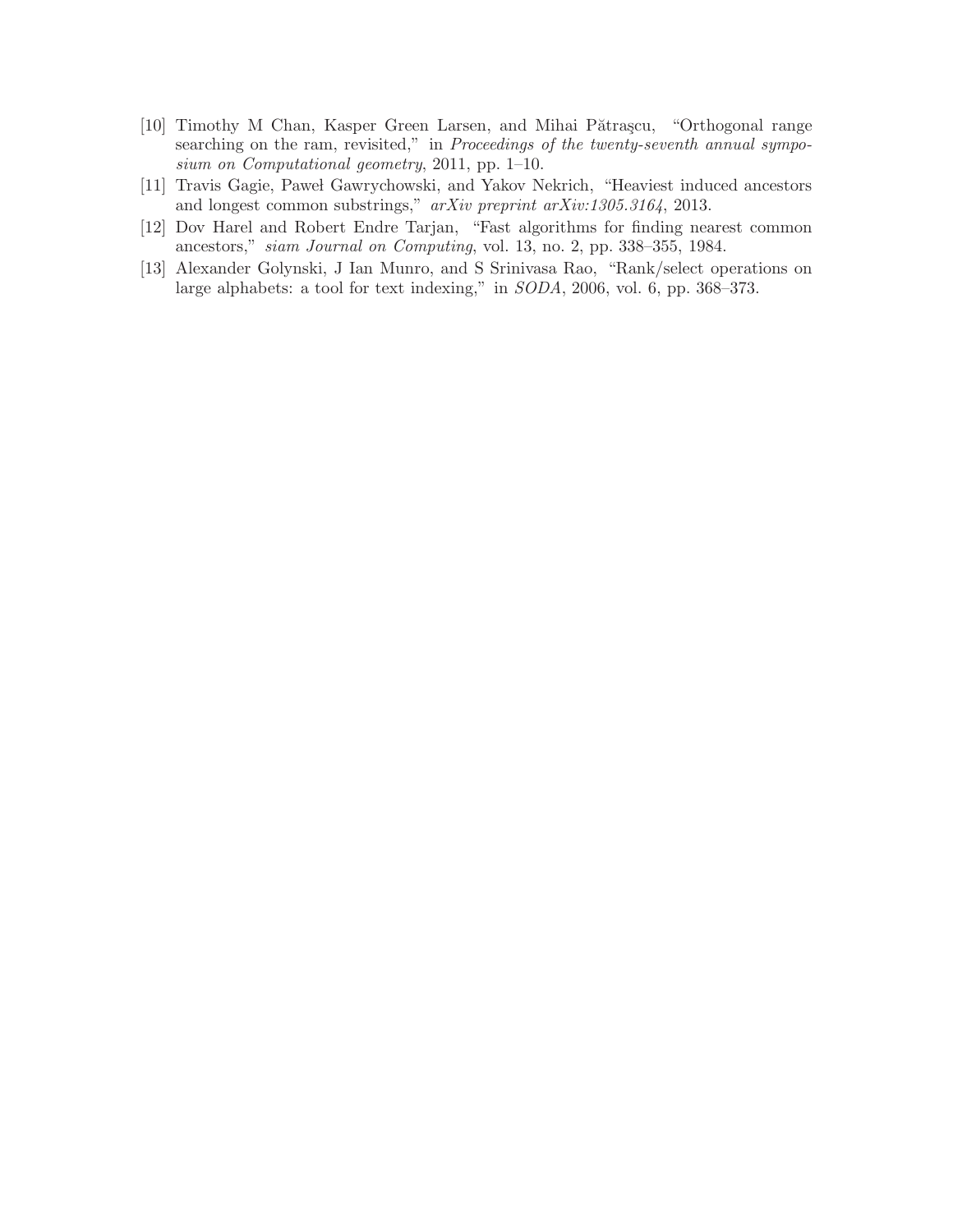[10] Timothy M Chan, Kasper Green Larsen, and Mihai Pătraşcu, "Orthogonal range searching on the ram, revisited," in *Proceedings of the twenty-seventh annual symposium on Computational geometry*, 2011, pp. 1–10.

[11] Travis Gagie, Paweł Gawrychowski, and Yakov Nekrich, "Heaviest induced ancestors and longest common substrings," *arXiv preprint arXiv:1305.3164*, 2013.

[12] Dov Harel and Robert Endre Tarjan, "Fast algorithms for finding nearest common ancestors," *siam Journal on Computing*, vol. 13, no. 2, pp. 338–355, 1984.

[13] Alexander Golynski, J Ian Munro, and S Srinivasa Rao, "Rank/select operations on large alphabets: a tool for text indexing," in *SODA*, 2006, vol. 6, pp. 368–373.